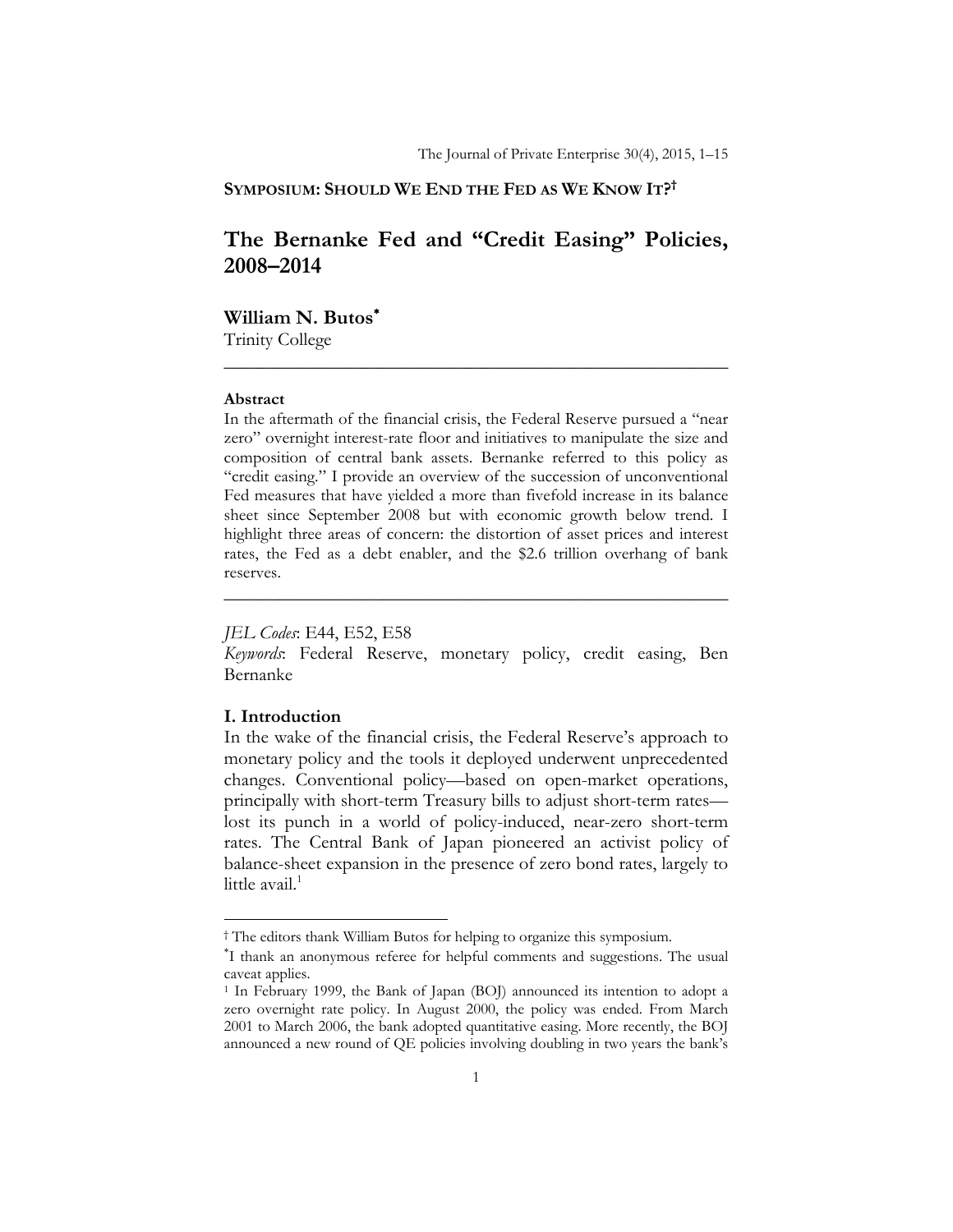**SYMPOSIUM: SHOULD WE END THE FED AS WE KNOW IT?**[†]

# The Bernanke Fed and "Credit Easing" Policies, 2008–2014

**William N. Butos**[*]
Trinity College

---

**Abstract**

In the aftermath of the financial crisis, the Federal Reserve pursued a "near zero" overnight interest-rate floor and initiatives to manipulate the size and composition of central bank assets. Bernanke referred to this policy as "credit easing." I provide an overview of the succession of unconventional Fed measures that have yielded a more than fivefold increase in its balance sheet since September 2008 but with economic growth below trend. I highlight three areas of concern: the distortion of asset prices and interest rates, the Fed as a debt enabler, and the $2.6 trillion overhang of bank reserves.

---

*JEL Codes*: E44, E52, E58

*Keywords*: Federal Reserve, monetary policy, credit easing, Ben Bernanke

## I. Introduction

In the wake of the financial crisis, the Federal Reserve's approach to monetary policy and the tools it deployed underwent unprecedented changes. Conventional policy—based on open-market operations, principally with short-term Treasury bills to adjust short-term rates—lost its punch in a world of policy-induced, near-zero short-term rates. The Central Bank of Japan pioneered an activist policy of balance-sheet expansion in the presence of zero bond rates, largely to little avail.[1]

---

[†] The editors thank William Butos for helping to organize this symposium.

[*] I thank an anonymous referee for helpful comments and suggestions. The usual caveat applies.

[1] In February 1999, the Bank of Japan (BOJ) announced its intention to adopt a zero overnight rate policy. In August 2000, the policy was ended. From March 2001 to March 2006, the bank adopted quantitative easing. More recently, the BOJ announced a new round of QE policies involving doubling in two years the bank's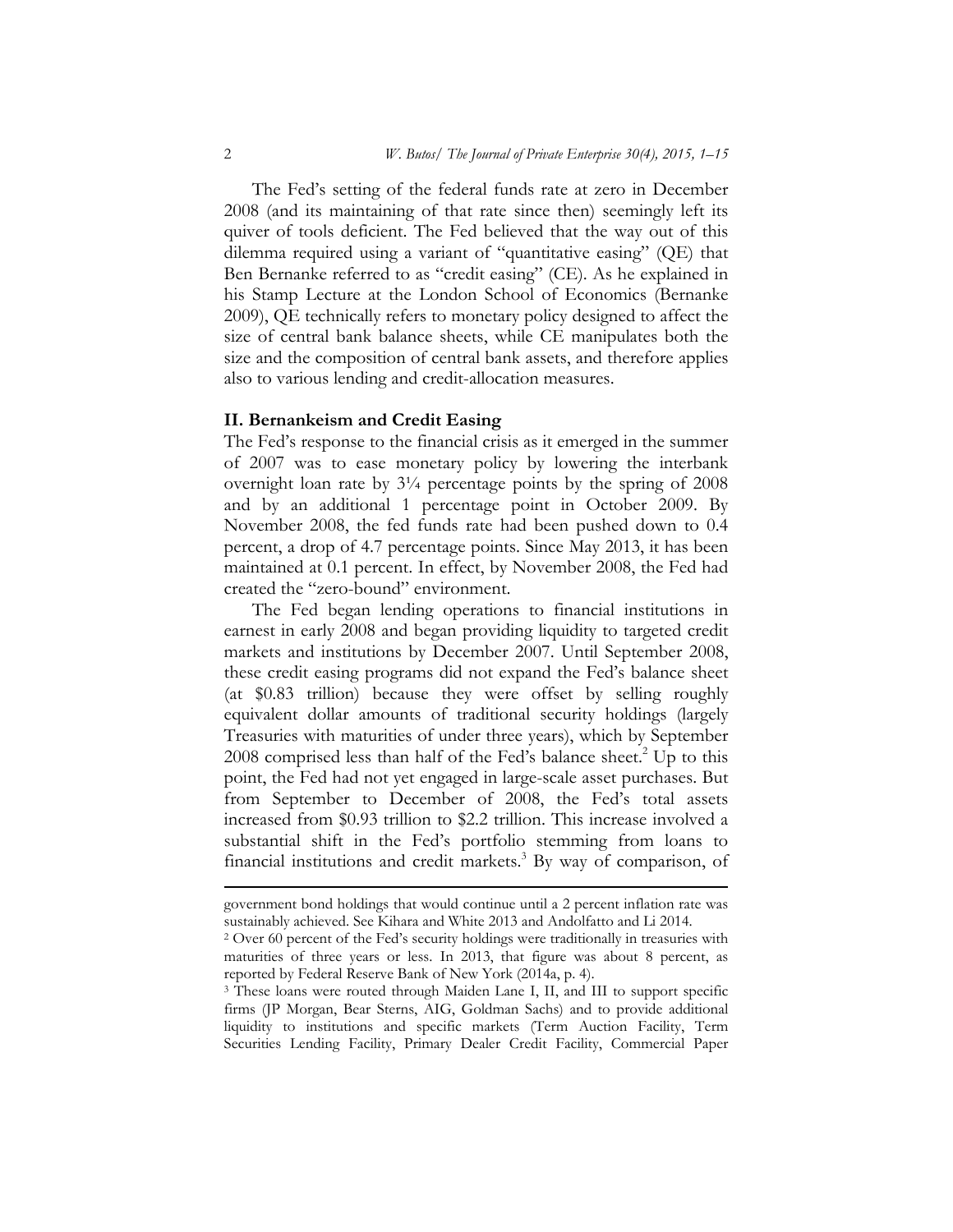The Fed's setting of the federal funds rate at zero in December 2008 (and its maintaining of that rate since then) seemingly left its quiver of tools deficient. The Fed believed that the way out of this dilemma required using a variant of "quantitative easing" (QE) that Ben Bernanke referred to as "credit easing" (CE). As he explained in his Stamp Lecture at the London School of Economics (Bernanke 2009), QE technically refers to monetary policy designed to affect the size of central bank balance sheets, while CE manipulates both the size and the composition of central bank assets, and therefore applies also to various lending and credit-allocation measures.

## II. Bernankeism and Credit Easing

The Fed's response to the financial crisis as it emerged in the summer of 2007 was to ease monetary policy by lowering the interbank overnight loan rate by 3¼ percentage points by the spring of 2008 and by an additional 1 percentage point in October 2009. By November 2008, the fed funds rate had been pushed down to 0.4 percent, a drop of 4.7 percentage points. Since May 2013, it has been maintained at 0.1 percent. In effect, by November 2008, the Fed had created the "zero-bound" environment.

The Fed began lending operations to financial institutions in earnest in early 2008 and began providing liquidity to targeted credit markets and institutions by December 2007. Until September 2008, these credit easing programs did not expand the Fed's balance sheet (at \$0.83 trillion) because they were offset by selling roughly equivalent dollar amounts of traditional security holdings (largely Treasuries with maturities of under three years), which by September 2008 comprised less than half of the Fed's balance sheet.[2] Up to this point, the Fed had not yet engaged in large-scale asset purchases. But from September to December of 2008, the Fed's total assets increased from \$0.93 trillion to \$2.2 trillion. This increase involved a substantial shift in the Fed's portfolio stemming from loans to financial institutions and credit markets.[3] By way of comparison, of

---

government bond holdings that would continue until a 2 percent inflation rate was sustainably achieved. See Kihara and White 2013 and Andolfatto and Li 2014.

[2] Over 60 percent of the Fed's security holdings were traditionally in treasuries with maturities of three years or less. In 2013, that figure was about 8 percent, as reported by Federal Reserve Bank of New York (2014a, p. 4).

[3] These loans were routed through Maiden Lane I, II, and III to support specific firms (JP Morgan, Bear Sterns, AIG, Goldman Sachs) and to provide additional liquidity to institutions and specific markets (Term Auction Facility, Term Securities Lending Facility, Primary Dealer Credit Facility, Commercial Paper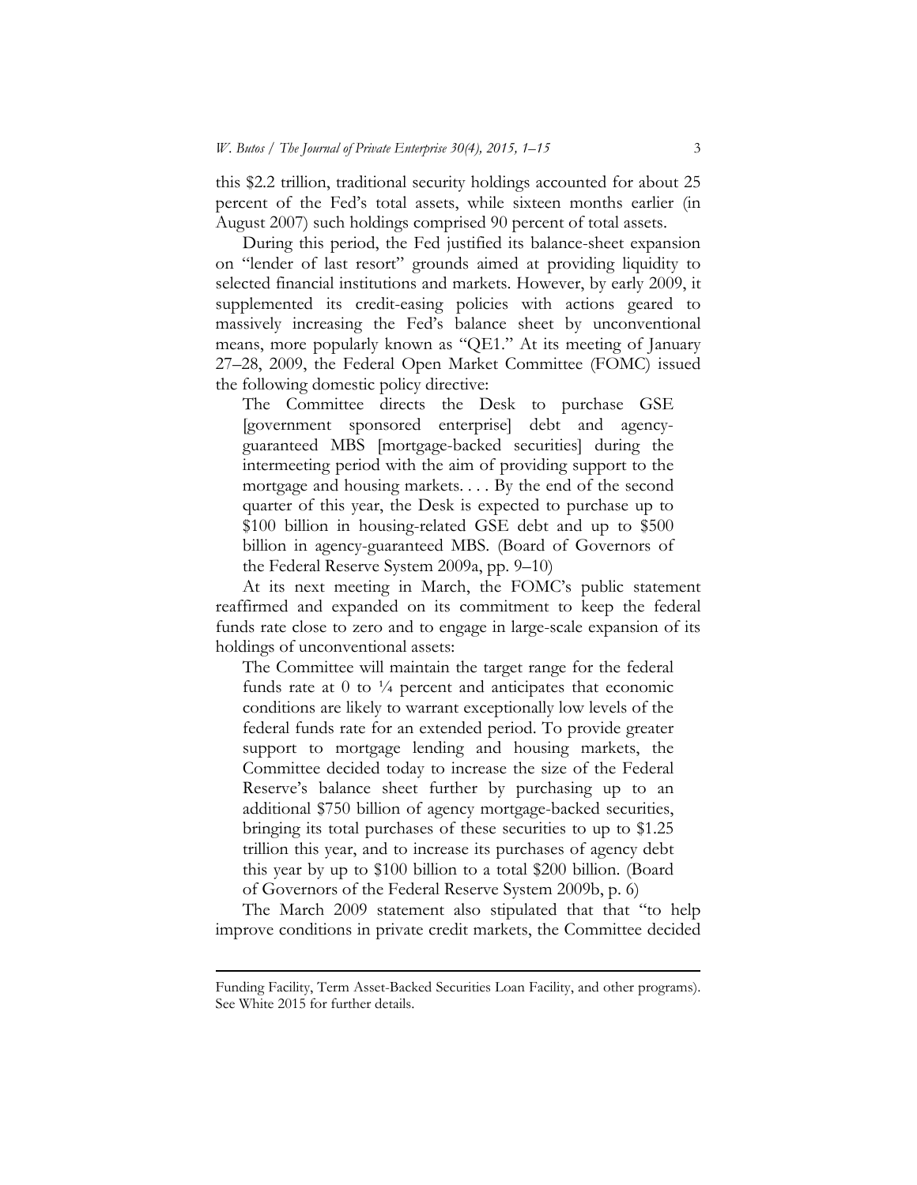this $2.2 trillion, traditional security holdings accounted for about 25 percent of the Fed's total assets, while sixteen months earlier (in August 2007) such holdings comprised 90 percent of total assets.

During this period, the Fed justified its balance-sheet expansion on "lender of last resort" grounds aimed at providing liquidity to selected financial institutions and markets. However, by early 2009, it supplemented its credit-easing policies with actions geared to massively increasing the Fed's balance sheet by unconventional means, more popularly known as "QE1." At its meeting of January 27–28, 2009, the Federal Open Market Committee (FOMC) issued the following domestic policy directive:

> The Committee directs the Desk to purchase GSE [government sponsored enterprise] debt and agency-guaranteed MBS [mortgage-backed securities] during the intermeeting period with the aim of providing support to the mortgage and housing markets. . . . By the end of the second quarter of this year, the Desk is expected to purchase up to $100 billion in housing-related GSE debt and up to $500 billion in agency-guaranteed MBS. (Board of Governors of the Federal Reserve System 2009a, pp. 9–10)

At its next meeting in March, the FOMC's public statement reaffirmed and expanded on its commitment to keep the federal funds rate close to zero and to engage in large-scale expansion of its holdings of unconventional assets:

> The Committee will maintain the target range for the federal funds rate at 0 to ¼ percent and anticipates that economic conditions are likely to warrant exceptionally low levels of the federal funds rate for an extended period. To provide greater support to mortgage lending and housing markets, the Committee decided today to increase the size of the Federal Reserve's balance sheet further by purchasing up to an additional $750 billion of agency mortgage-backed securities, bringing its total purchases of these securities to up to $1.25 trillion this year, and to increase its purchases of agency debt this year by up to $100 billion to a total $200 billion. (Board of Governors of the Federal Reserve System 2009b, p. 6)

The March 2009 statement also stipulated that that "to help improve conditions in private credit markets, the Committee decided

---

Funding Facility, Term Asset-Backed Securities Loan Facility, and other programs). See White 2015 for further details.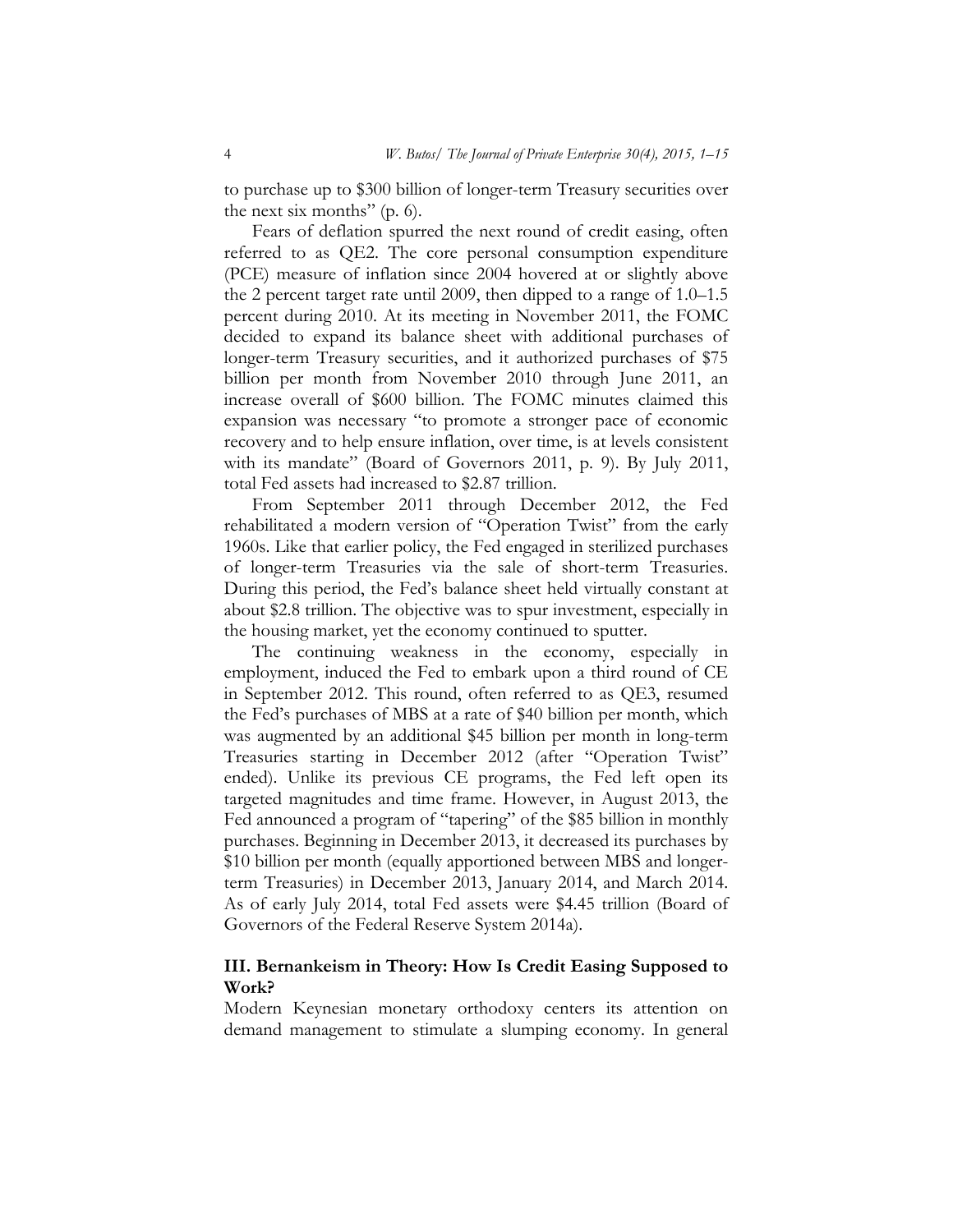to purchase up to $300 billion of longer-term Treasury securities over the next six months" (p. 6).

Fears of deflation spurred the next round of credit easing, often referred to as QE2. The core personal consumption expenditure (PCE) measure of inflation since 2004 hovered at or slightly above the 2 percent target rate until 2009, then dipped to a range of 1.0–1.5 percent during 2010. At its meeting in November 2011, the FOMC decided to expand its balance sheet with additional purchases of longer-term Treasury securities, and it authorized purchases of $75 billion per month from November 2010 through June 2011, an increase overall of $600 billion. The FOMC minutes claimed this expansion was necessary "to promote a stronger pace of economic recovery and to help ensure inflation, over time, is at levels consistent with its mandate" (Board of Governors 2011, p. 9). By July 2011, total Fed assets had increased to $2.87 trillion.

From September 2011 through December 2012, the Fed rehabilitated a modern version of "Operation Twist" from the early 1960s. Like that earlier policy, the Fed engaged in sterilized purchases of longer-term Treasuries via the sale of short-term Treasuries. During this period, the Fed's balance sheet held virtually constant at about $2.8 trillion. The objective was to spur investment, especially in the housing market, yet the economy continued to sputter.

The continuing weakness in the economy, especially in employment, induced the Fed to embark upon a third round of CE in September 2012. This round, often referred to as QE3, resumed the Fed's purchases of MBS at a rate of $40 billion per month, which was augmented by an additional $45 billion per month in long-term Treasuries starting in December 2012 (after "Operation Twist" ended). Unlike its previous CE programs, the Fed left open its targeted magnitudes and time frame. However, in August 2013, the Fed announced a program of "tapering" of the $85 billion in monthly purchases. Beginning in December 2013, it decreased its purchases by $10 billion per month (equally apportioned between MBS and longer-term Treasuries) in December 2013, January 2014, and March 2014. As of early July 2014, total Fed assets were $4.45 trillion (Board of Governors of the Federal Reserve System 2014a).

## III. Bernankeism in Theory: How Is Credit Easing Supposed to Work?

Modern Keynesian monetary orthodoxy centers its attention on demand management to stimulate a slumping economy. In general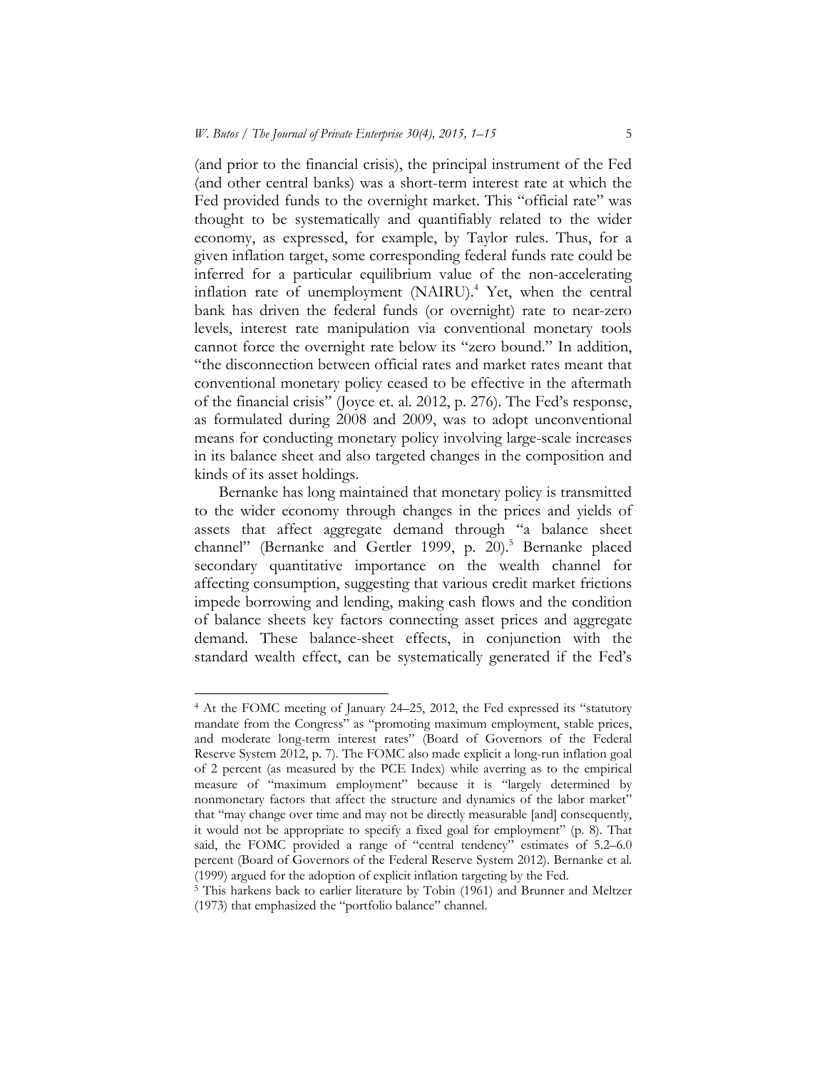(and prior to the financial crisis), the principal instrument of the Fed (and other central banks) was a short-term interest rate at which the Fed provided funds to the overnight market. This "official rate" was thought to be systematically and quantifiably related to the wider economy, as expressed, for example, by Taylor rules. Thus, for a given inflation target, some corresponding federal funds rate could be inferred for a particular equilibrium value of the non-accelerating inflation rate of unemployment (NAIRU).[4] Yet, when the central bank has driven the federal funds (or overnight) rate to near-zero levels, interest rate manipulation via conventional monetary tools cannot force the overnight rate below its "zero bound." In addition, "the disconnection between official rates and market rates meant that conventional monetary policy ceased to be effective in the aftermath of the financial crisis" (Joyce et. al. 2012, p. 276). The Fed's response, as formulated during 2008 and 2009, was to adopt unconventional means for conducting monetary policy involving large-scale increases in its balance sheet and also targeted changes in the composition and kinds of its asset holdings.

Bernanke has long maintained that monetary policy is transmitted to the wider economy through changes in the prices and yields of assets that affect aggregate demand through "a balance sheet channel" (Bernanke and Gertler 1999, p. 20).[5] Bernanke placed secondary quantitative importance on the wealth channel for affecting consumption, suggesting that various credit market frictions impede borrowing and lending, making cash flows and the condition of balance sheets key factors connecting asset prices and aggregate demand. These balance-sheet effects, in conjunction with the standard wealth effect, can be systematically generated if the Fed's

---

[4] At the FOMC meeting of January 24–25, 2012, the Fed expressed its "statutory mandate from the Congress" as "promoting maximum employment, stable prices, and moderate long-term interest rates" (Board of Governors of the Federal Reserve System 2012, p. 7). The FOMC also made explicit a long-run inflation goal of 2 percent (as measured by the PCE Index) while averring as to the empirical measure of "maximum employment" because it is "largely determined by nonmonetary factors that affect the structure and dynamics of the labor market" that "may change over time and may not be directly measurable [and] consequently, it would not be appropriate to specify a fixed goal for employment" (p. 8). That said, the FOMC provided a range of "central tendency" estimates of 5.2–6.0 percent (Board of Governors of the Federal Reserve System 2012). Bernanke et al. (1999) argued for the adoption of explicit inflation targeting by the Fed.

[5] This harkens back to earlier literature by Tobin (1961) and Brunner and Meltzer (1973) that emphasized the "portfolio balance" channel.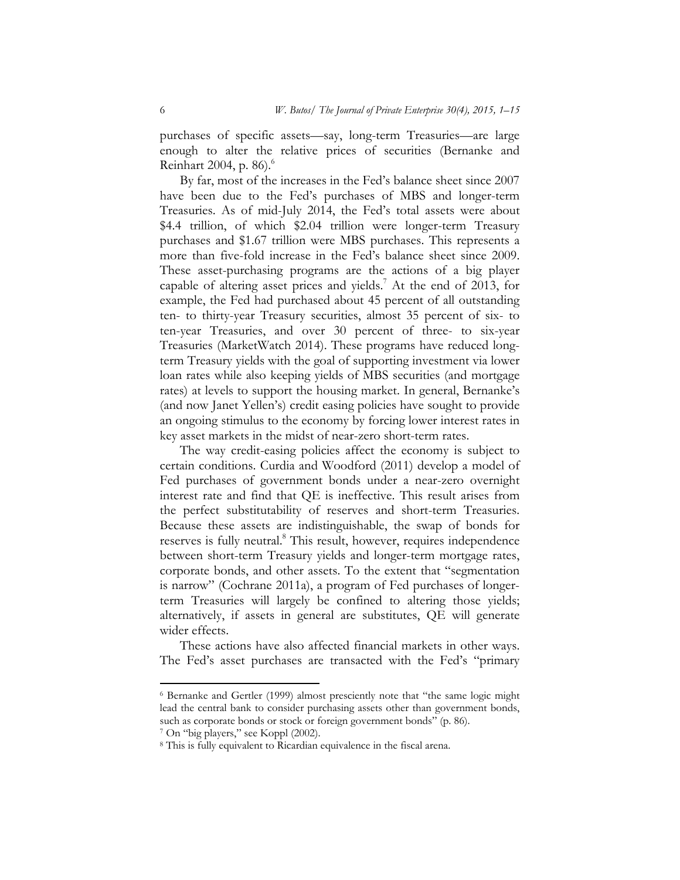purchases of specific assets—say, long-term Treasuries—are large enough to alter the relative prices of securities (Bernanke and Reinhart 2004, p. 86).[6]

By far, most of the increases in the Fed's balance sheet since 2007 have been due to the Fed's purchases of MBS and longer-term Treasuries. As of mid-July 2014, the Fed's total assets were about \$4.4 trillion, of which \$2.04 trillion were longer-term Treasury purchases and \$1.67 trillion were MBS purchases. This represents a more than five-fold increase in the Fed's balance sheet since 2009. These asset-purchasing programs are the actions of a big player capable of altering asset prices and yields.[7] At the end of 2013, for example, the Fed had purchased about 45 percent of all outstanding ten- to thirty-year Treasury securities, almost 35 percent of six- to ten-year Treasuries, and over 30 percent of three- to six-year Treasuries (MarketWatch 2014). These programs have reduced long-term Treasury yields with the goal of supporting investment via lower loan rates while also keeping yields of MBS securities (and mortgage rates) at levels to support the housing market. In general, Bernanke's (and now Janet Yellen's) credit easing policies have sought to provide an ongoing stimulus to the economy by forcing lower interest rates in key asset markets in the midst of near-zero short-term rates.

The way credit-easing policies affect the economy is subject to certain conditions. Curdia and Woodford (2011) develop a model of Fed purchases of government bonds under a near-zero overnight interest rate and find that QE is ineffective. This result arises from the perfect substitutability of reserves and short-term Treasuries. Because these assets are indistinguishable, the swap of bonds for reserves is fully neutral.[8] This result, however, requires independence between short-term Treasury yields and longer-term mortgage rates, corporate bonds, and other assets. To the extent that "segmentation is narrow" (Cochrane 2011a), a program of Fed purchases of longer-term Treasuries will largely be confined to altering those yields; alternatively, if assets in general are substitutes, QE will generate wider effects.

These actions have also affected financial markets in other ways. The Fed's asset purchases are transacted with the Fed's "primary

---

[6] Bernanke and Gertler (1999) almost presciently note that "the same logic might lead the central bank to consider purchasing assets other than government bonds, such as corporate bonds or stock or foreign government bonds" (p. 86).

[7] On "big players," see Koppl (2002).

[8] This is fully equivalent to Ricardian equivalence in the fiscal arena.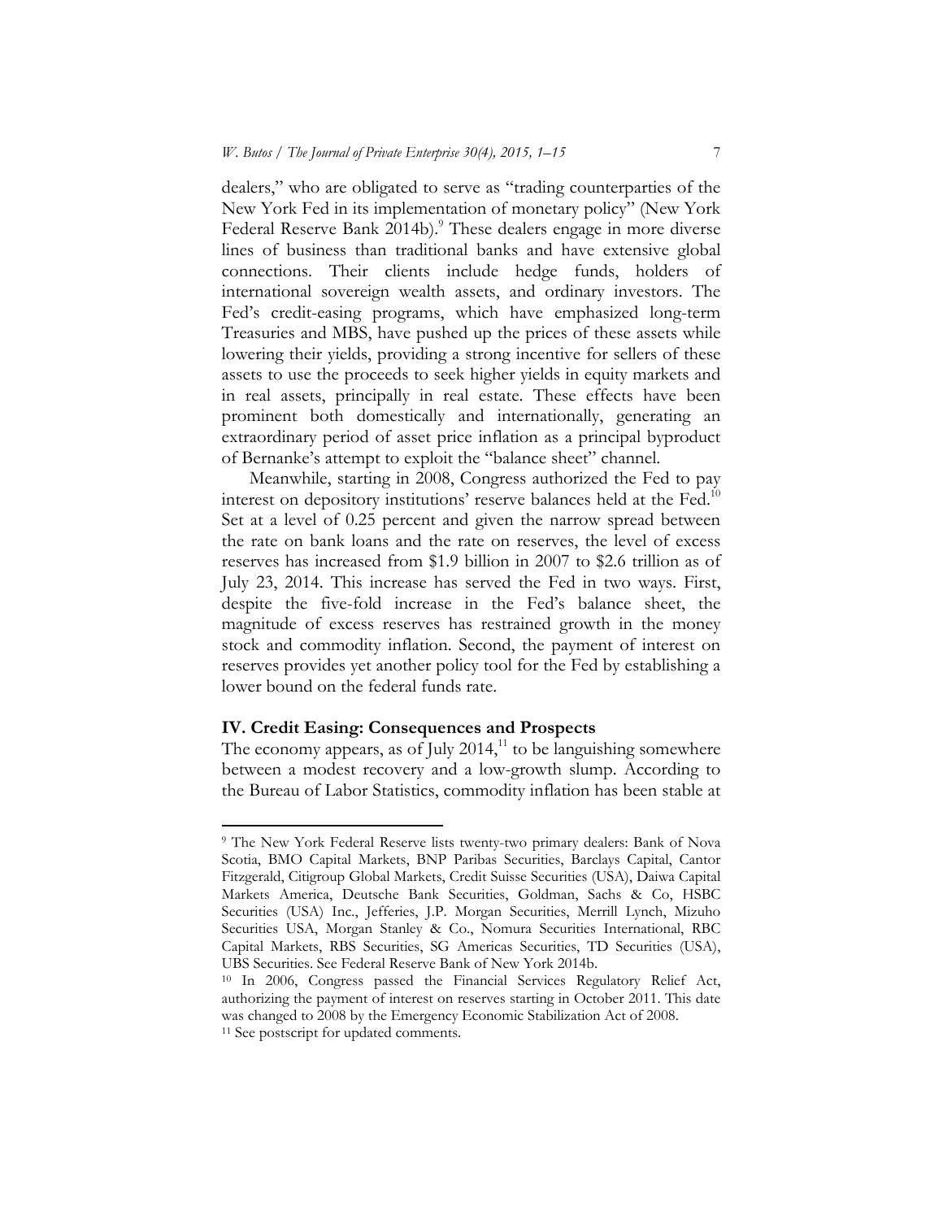dealers," who are obligated to serve as "trading counterparties of the New York Fed in its implementation of monetary policy" (New York Federal Reserve Bank 2014b).[9] These dealers engage in more diverse lines of business than traditional banks and have extensive global connections. Their clients include hedge funds, holders of international sovereign wealth assets, and ordinary investors. The Fed's credit-easing programs, which have emphasized long-term Treasuries and MBS, have pushed up the prices of these assets while lowering their yields, providing a strong incentive for sellers of these assets to use the proceeds to seek higher yields in equity markets and in real assets, principally in real estate. These effects have been prominent both domestically and internationally, generating an extraordinary period of asset price inflation as a principal byproduct of Bernanke's attempt to exploit the "balance sheet" channel.

Meanwhile, starting in 2008, Congress authorized the Fed to pay interest on depository institutions' reserve balances held at the Fed.[10] Set at a level of 0.25 percent and given the narrow spread between the rate on bank loans and the rate on reserves, the level of excess reserves has increased from $1.9 billion in 2007 to $2.6 trillion as of July 23, 2014. This increase has served the Fed in two ways. First, despite the five-fold increase in the Fed's balance sheet, the magnitude of excess reserves has restrained growth in the money stock and commodity inflation. Second, the payment of interest on reserves provides yet another policy tool for the Fed by establishing a lower bound on the federal funds rate.

## IV. Credit Easing: Consequences and Prospects

The economy appears, as of July 2014,[11] to be languishing somewhere between a modest recovery and a low-growth slump. According to the Bureau of Labor Statistics, commodity inflation has been stable at

---

[9] The New York Federal Reserve lists twenty-two primary dealers: Bank of Nova Scotia, BMO Capital Markets, BNP Paribas Securities, Barclays Capital, Cantor Fitzgerald, Citigroup Global Markets, Credit Suisse Securities (USA), Daiwa Capital Markets America, Deutsche Bank Securities, Goldman, Sachs & Co, HSBC Securities (USA) Inc., Jefferies, J.P. Morgan Securities, Merrill Lynch, Mizuho Securities USA, Morgan Stanley & Co., Nomura Securities International, RBC Capital Markets, RBS Securities, SG Americas Securities, TD Securities (USA), UBS Securities. See Federal Reserve Bank of New York 2014b.

[10] In 2006, Congress passed the Financial Services Regulatory Relief Act, authorizing the payment of interest on reserves starting in October 2011. This date was changed to 2008 by the Emergency Economic Stabilization Act of 2008.

[11] See postscript for updated comments.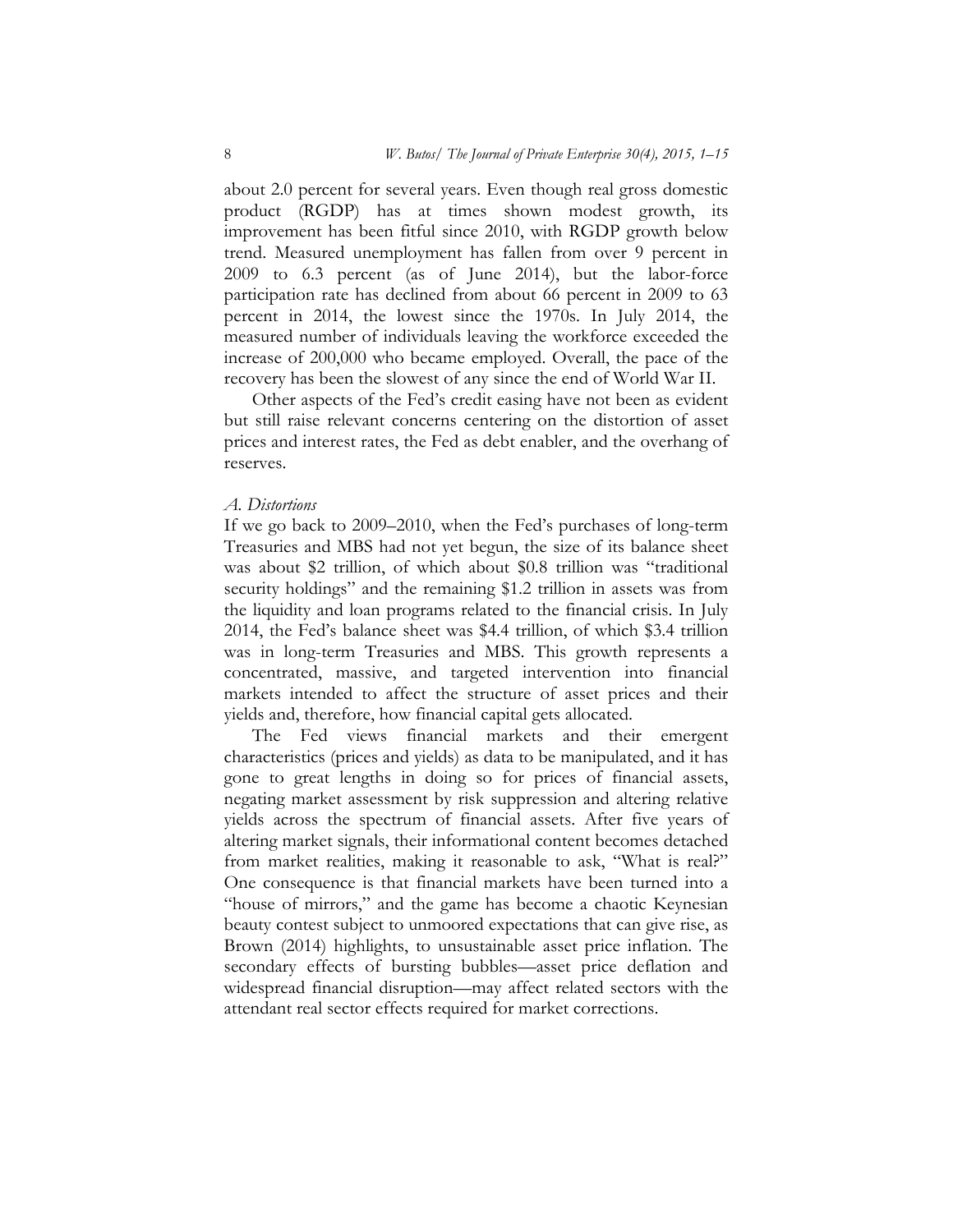about 2.0 percent for several years. Even though real gross domestic product (RGDP) has at times shown modest growth, its improvement has been fitful since 2010, with RGDP growth below trend. Measured unemployment has fallen from over 9 percent in 2009 to 6.3 percent (as of June 2014), but the labor-force participation rate has declined from about 66 percent in 2009 to 63 percent in 2014, the lowest since the 1970s. In July 2014, the measured number of individuals leaving the workforce exceeded the increase of 200,000 who became employed. Overall, the pace of the recovery has been the slowest of any since the end of World War II.

Other aspects of the Fed's credit easing have not been as evident but still raise relevant concerns centering on the distortion of asset prices and interest rates, the Fed as debt enabler, and the overhang of reserves.

### *A. Distortions*

If we go back to 2009–2010, when the Fed's purchases of long-term Treasuries and MBS had not yet begun, the size of its balance sheet was about \$2 trillion, of which about \$0.8 trillion was "traditional security holdings" and the remaining \$1.2 trillion in assets was from the liquidity and loan programs related to the financial crisis. In July 2014, the Fed's balance sheet was \$4.4 trillion, of which \$3.4 trillion was in long-term Treasuries and MBS. This growth represents a concentrated, massive, and targeted intervention into financial markets intended to affect the structure of asset prices and their yields and, therefore, how financial capital gets allocated.

The Fed views financial markets and their emergent characteristics (prices and yields) as data to be manipulated, and it has gone to great lengths in doing so for prices of financial assets, negating market assessment by risk suppression and altering relative yields across the spectrum of financial assets. After five years of altering market signals, their informational content becomes detached from market realities, making it reasonable to ask, "What is real?" One consequence is that financial markets have been turned into a "house of mirrors," and the game has become a chaotic Keynesian beauty contest subject to unmoored expectations that can give rise, as Brown (2014) highlights, to unsustainable asset price inflation. The secondary effects of bursting bubbles—asset price deflation and widespread financial disruption—may affect related sectors with the attendant real sector effects required for market corrections.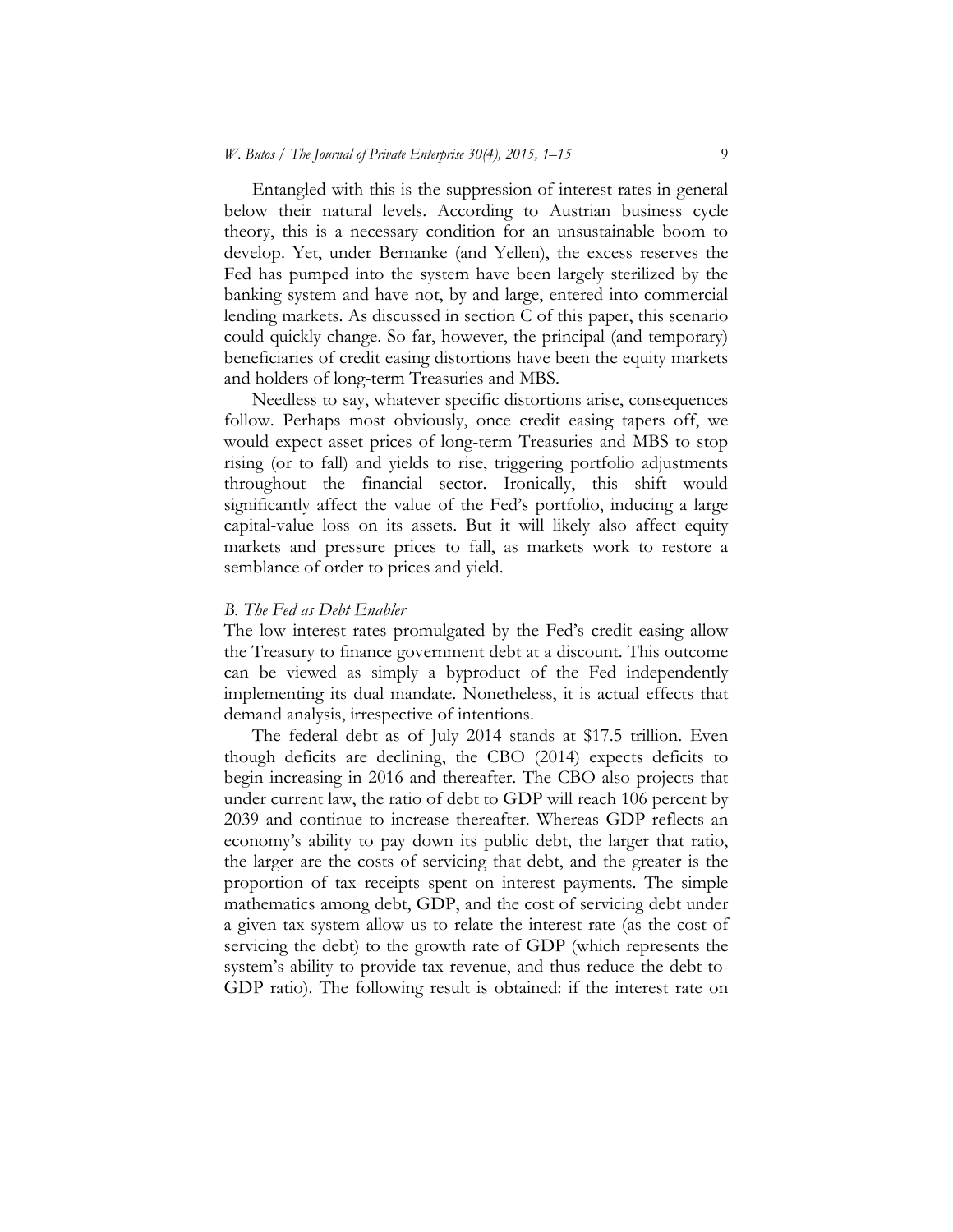Entangled with this is the suppression of interest rates in general below their natural levels. According to Austrian business cycle theory, this is a necessary condition for an unsustainable boom to develop. Yet, under Bernanke (and Yellen), the excess reserves the Fed has pumped into the system have been largely sterilized by the banking system and have not, by and large, entered into commercial lending markets. As discussed in section C of this paper, this scenario could quickly change. So far, however, the principal (and temporary) beneficiaries of credit easing distortions have been the equity markets and holders of long-term Treasuries and MBS.

Needless to say, whatever specific distortions arise, consequences follow. Perhaps most obviously, once credit easing tapers off, we would expect asset prices of long-term Treasuries and MBS to stop rising (or to fall) and yields to rise, triggering portfolio adjustments throughout the financial sector. Ironically, this shift would significantly affect the value of the Fed's portfolio, inducing a large capital-value loss on its assets. But it will likely also affect equity markets and pressure prices to fall, as markets work to restore a semblance of order to prices and yield.

### *B. The Fed as Debt Enabler*

The low interest rates promulgated by the Fed's credit easing allow the Treasury to finance government debt at a discount. This outcome can be viewed as simply a byproduct of the Fed independently implementing its dual mandate. Nonetheless, it is actual effects that demand analysis, irrespective of intentions.

The federal debt as of July 2014 stands at $17.5 trillion. Even though deficits are declining, the CBO (2014) expects deficits to begin increasing in 2016 and thereafter. The CBO also projects that under current law, the ratio of debt to GDP will reach 106 percent by 2039 and continue to increase thereafter. Whereas GDP reflects an economy's ability to pay down its public debt, the larger that ratio, the larger are the costs of servicing that debt, and the greater is the proportion of tax receipts spent on interest payments. The simple mathematics among debt, GDP, and the cost of servicing debt under a given tax system allow us to relate the interest rate (as the cost of servicing the debt) to the growth rate of GDP (which represents the system's ability to provide tax revenue, and thus reduce the debt-to-GDP ratio). The following result is obtained: if the interest rate on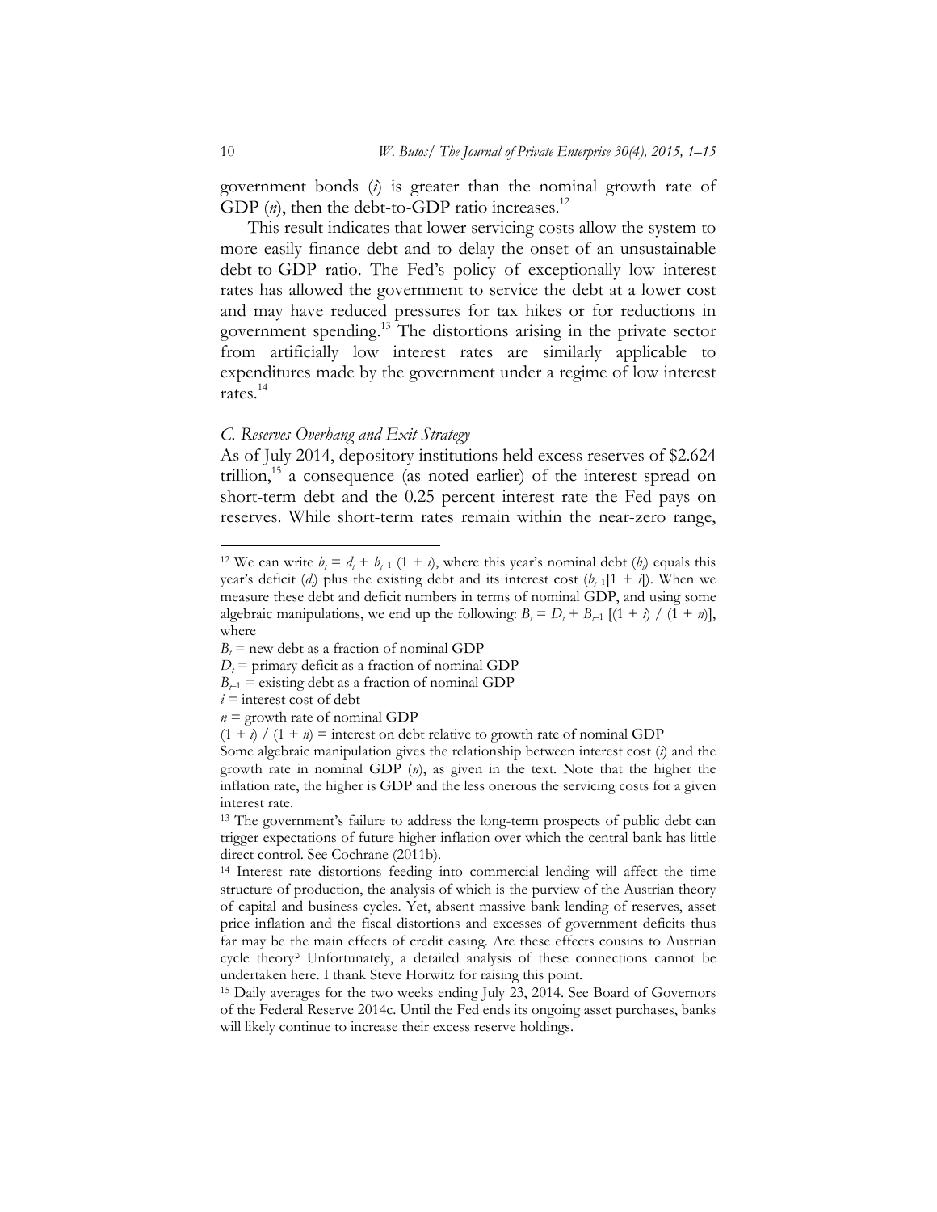government bonds ($i$) is greater than the nominal growth rate of GDP ($n$), then the debt-to-GDP ratio increases.[12]

This result indicates that lower servicing costs allow the system to more easily finance debt and to delay the onset of an unsustainable debt-to-GDP ratio. The Fed's policy of exceptionally low interest rates has allowed the government to service the debt at a lower cost and may have reduced pressures for tax hikes or for reductions in government spending.[13] The distortions arising in the private sector from artificially low interest rates are similarly applicable to expenditures made by the government under a regime of low interest rates.[14]

### *C. Reserves Overhang and Exit Strategy*

As of July 2014, depository institutions held excess reserves of $2.624 trillion,[15] a consequence (as noted earlier) of the interest spread on short-term debt and the 0.25 percent interest rate the Fed pays on reserves. While short-term rates remain within the near-zero range,

---

[12] We can write $b_t = d_t + b_{t-1}(1 + i)$, where this year's nominal debt ($b_t$) equals this year's deficit ($d_t$) plus the existing debt and its interest cost ($b_{t-1}[1 + i]$). When we measure these debt and deficit numbers in terms of nominal GDP, and using some algebraic manipulations, we end up the following: $B_t = D_t + B_{t-1}[(1 + i) / (1 + n)]$, where

$B_t$ = new debt as a fraction of nominal GDP

$D_t$ = primary deficit as a fraction of nominal GDP

$B_{t-1}$ = existing debt as a fraction of nominal GDP

$i$ = interest cost of debt

$n$ = growth rate of nominal GDP

$(1 + i) / (1 + n)$ = interest on debt relative to growth rate of nominal GDP

Some algebraic manipulation gives the relationship between interest cost ($i$) and the growth rate in nominal GDP ($n$), as given in the text. Note that the higher the inflation rate, the higher is GDP and the less onerous the servicing costs for a given interest rate.

[13] The government's failure to address the long-term prospects of public debt can trigger expectations of future higher inflation over which the central bank has little direct control. See Cochrane (2011b).

[14] Interest rate distortions feeding into commercial lending will affect the time structure of production, the analysis of which is the purview of the Austrian theory of capital and business cycles. Yet, absent massive bank lending of reserves, asset price inflation and the fiscal distortions and excesses of government deficits thus far may be the main effects of credit easing. Are these effects cousins to Austrian cycle theory? Unfortunately, a detailed analysis of these connections cannot be undertaken here. I thank Steve Horwitz for raising this point.

[15] Daily averages for the two weeks ending July 23, 2014. See Board of Governors of the Federal Reserve 2014c. Until the Fed ends its ongoing asset purchases, banks will likely continue to increase their excess reserve holdings.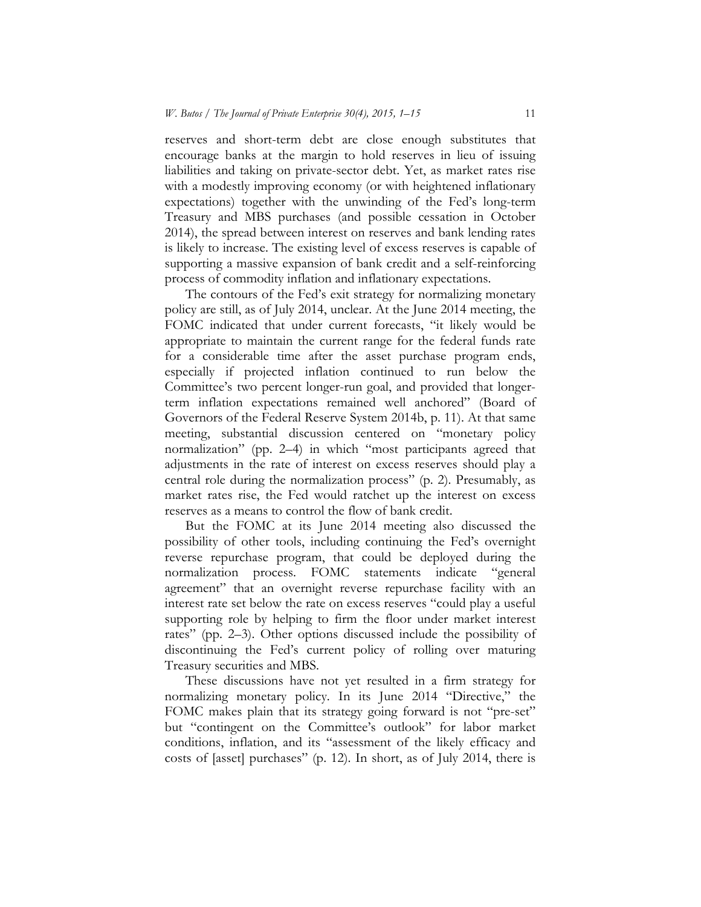reserves and short-term debt are close enough substitutes that encourage banks at the margin to hold reserves in lieu of issuing liabilities and taking on private-sector debt. Yet, as market rates rise with a modestly improving economy (or with heightened inflationary expectations) together with the unwinding of the Fed's long-term Treasury and MBS purchases (and possible cessation in October 2014), the spread between interest on reserves and bank lending rates is likely to increase. The existing level of excess reserves is capable of supporting a massive expansion of bank credit and a self-reinforcing process of commodity inflation and inflationary expectations.

The contours of the Fed's exit strategy for normalizing monetary policy are still, as of July 2014, unclear. At the June 2014 meeting, the FOMC indicated that under current forecasts, "it likely would be appropriate to maintain the current range for the federal funds rate for a considerable time after the asset purchase program ends, especially if projected inflation continued to run below the Committee's two percent longer-run goal, and provided that longer-term inflation expectations remained well anchored" (Board of Governors of the Federal Reserve System 2014b, p. 11). At that same meeting, substantial discussion centered on "monetary policy normalization" (pp. 2–4) in which "most participants agreed that adjustments in the rate of interest on excess reserves should play a central role during the normalization process" (p. 2). Presumably, as market rates rise, the Fed would ratchet up the interest on excess reserves as a means to control the flow of bank credit.

But the FOMC at its June 2014 meeting also discussed the possibility of other tools, including continuing the Fed's overnight reverse repurchase program, that could be deployed during the normalization process. FOMC statements indicate "general agreement" that an overnight reverse repurchase facility with an interest rate set below the rate on excess reserves "could play a useful supporting role by helping to firm the floor under market interest rates" (pp. 2–3). Other options discussed include the possibility of discontinuing the Fed's current policy of rolling over maturing Treasury securities and MBS.

These discussions have not yet resulted in a firm strategy for normalizing monetary policy. In its June 2014 "Directive," the FOMC makes plain that its strategy going forward is not "pre-set" but "contingent on the Committee's outlook" for labor market conditions, inflation, and its "assessment of the likely efficacy and costs of [asset] purchases" (p. 12). In short, as of July 2014, there is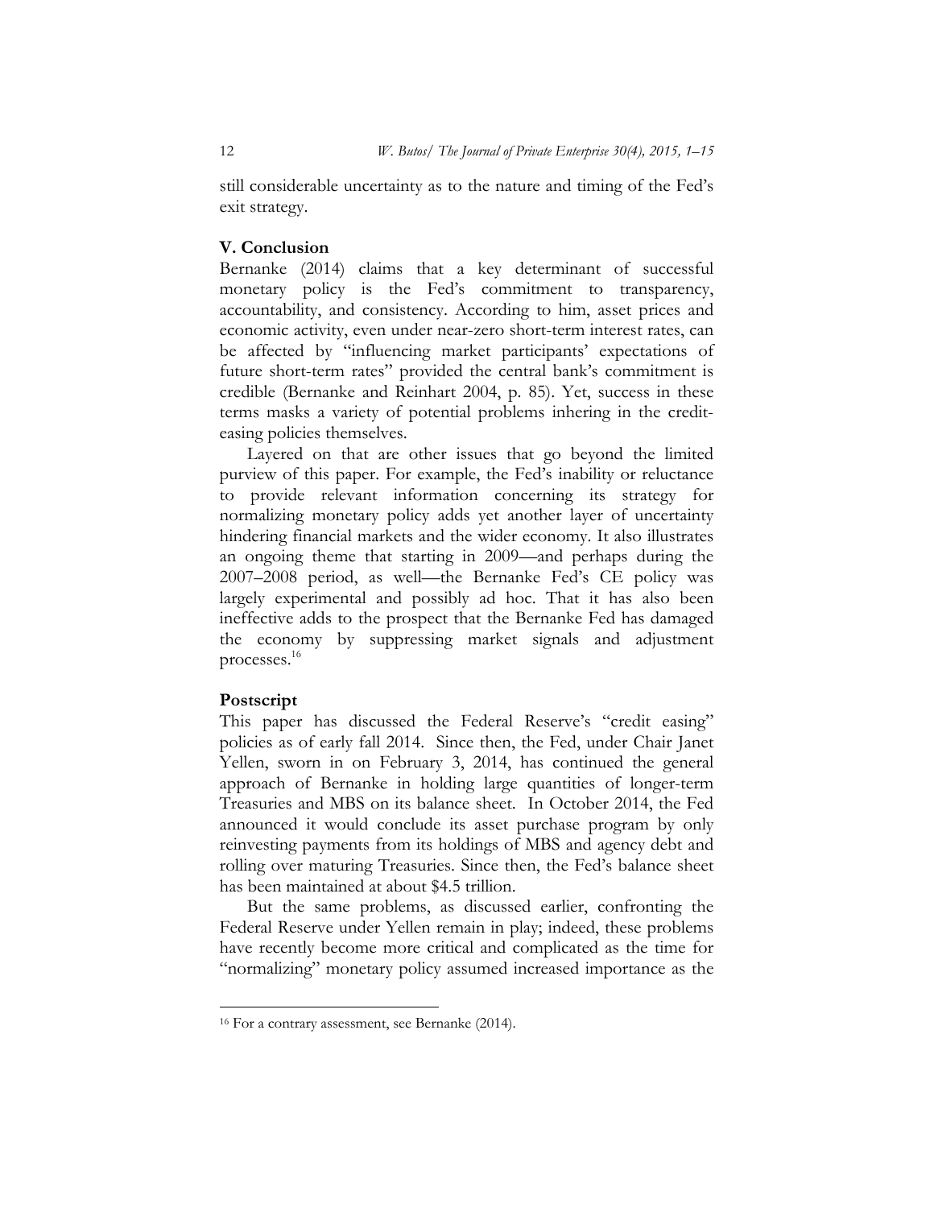still considerable uncertainty as to the nature and timing of the Fed's exit strategy.

## V. Conclusion

Bernanke (2014) claims that a key determinant of successful monetary policy is the Fed's commitment to transparency, accountability, and consistency. According to him, asset prices and economic activity, even under near-zero short-term interest rates, can be affected by "influencing market participants' expectations of future short-term rates" provided the central bank's commitment is credible (Bernanke and Reinhart 2004, p. 85). Yet, success in these terms masks a variety of potential problems inhering in the credit-easing policies themselves.

Layered on that are other issues that go beyond the limited purview of this paper. For example, the Fed's inability or reluctance to provide relevant information concerning its strategy for normalizing monetary policy adds yet another layer of uncertainty hindering financial markets and the wider economy. It also illustrates an ongoing theme that starting in 2009—and perhaps during the 2007–2008 period, as well—the Bernanke Fed's CE policy was largely experimental and possibly ad hoc. That it has also been ineffective adds to the prospect that the Bernanke Fed has damaged the economy by suppressing market signals and adjustment processes.[16]

## Postscript

This paper has discussed the Federal Reserve's "credit easing" policies as of early fall 2014. Since then, the Fed, under Chair Janet Yellen, sworn in on February 3, 2014, has continued the general approach of Bernanke in holding large quantities of longer-term Treasuries and MBS on its balance sheet. In October 2014, the Fed announced it would conclude its asset purchase program by only reinvesting payments from its holdings of MBS and agency debt and rolling over maturing Treasuries. Since then, the Fed's balance sheet has been maintained at about \$4.5 trillion.

But the same problems, as discussed earlier, confronting the Federal Reserve under Yellen remain in play; indeed, these problems have recently become more critical and complicated as the time for "normalizing" monetary policy assumed increased importance as the

---

[16] For a contrary assessment, see Bernanke (2014).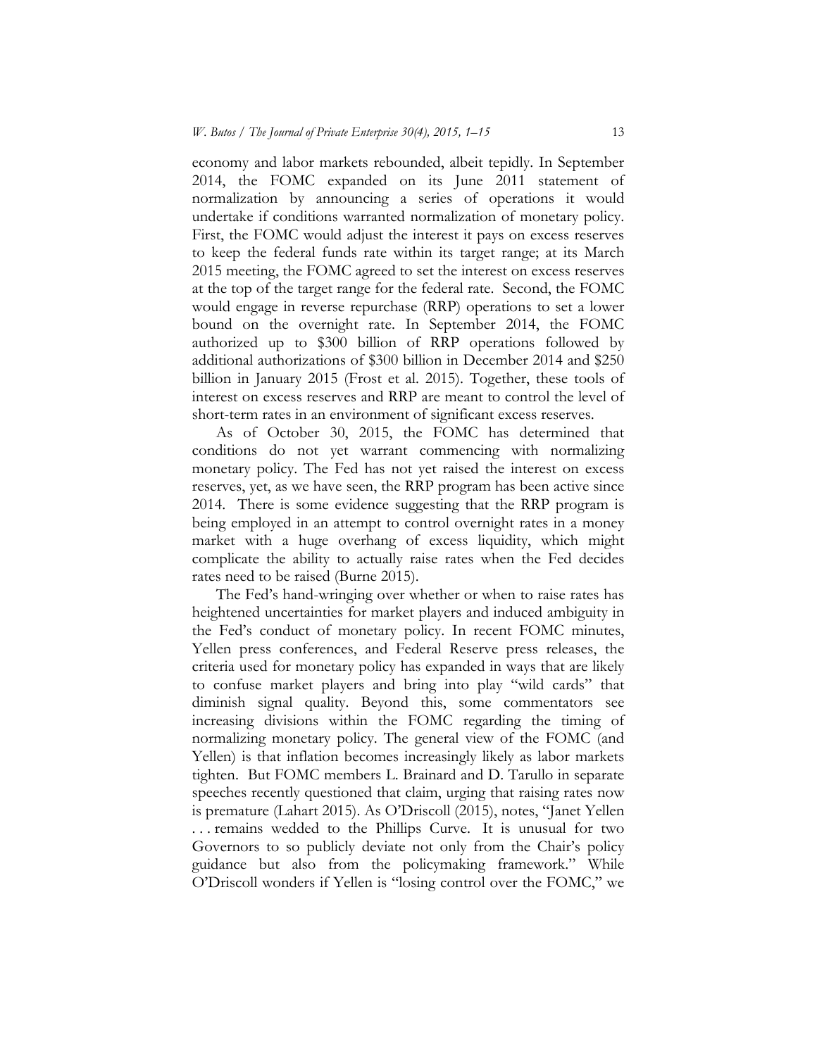economy and labor markets rebounded, albeit tepidly. In September 2014, the FOMC expanded on its June 2011 statement of normalization by announcing a series of operations it would undertake if conditions warranted normalization of monetary policy. First, the FOMC would adjust the interest it pays on excess reserves to keep the federal funds rate within its target range; at its March 2015 meeting, the FOMC agreed to set the interest on excess reserves at the top of the target range for the federal rate. Second, the FOMC would engage in reverse repurchase (RRP) operations to set a lower bound on the overnight rate. In September 2014, the FOMC authorized up to $300 billion of RRP operations followed by additional authorizations of $300 billion in December 2014 and $250 billion in January 2015 (Frost et al. 2015). Together, these tools of interest on excess reserves and RRP are meant to control the level of short-term rates in an environment of significant excess reserves.

As of October 30, 2015, the FOMC has determined that conditions do not yet warrant commencing with normalizing monetary policy. The Fed has not yet raised the interest on excess reserves, yet, as we have seen, the RRP program has been active since 2014. There is some evidence suggesting that the RRP program is being employed in an attempt to control overnight rates in a money market with a huge overhang of excess liquidity, which might complicate the ability to actually raise rates when the Fed decides rates need to be raised (Burne 2015).

The Fed's hand-wringing over whether or when to raise rates has heightened uncertainties for market players and induced ambiguity in the Fed's conduct of monetary policy. In recent FOMC minutes, Yellen press conferences, and Federal Reserve press releases, the criteria used for monetary policy has expanded in ways that are likely to confuse market players and bring into play "wild cards" that diminish signal quality. Beyond this, some commentators see increasing divisions within the FOMC regarding the timing of normalizing monetary policy. The general view of the FOMC (and Yellen) is that inflation becomes increasingly likely as labor markets tighten. But FOMC members L. Brainard and D. Tarullo in separate speeches recently questioned that claim, urging that raising rates now is premature (Lahart 2015). As O'Driscoll (2015), notes, "Janet Yellen . . . remains wedded to the Phillips Curve. It is unusual for two Governors to so publicly deviate not only from the Chair's policy guidance but also from the policymaking framework." While O'Driscoll wonders if Yellen is "losing control over the FOMC," we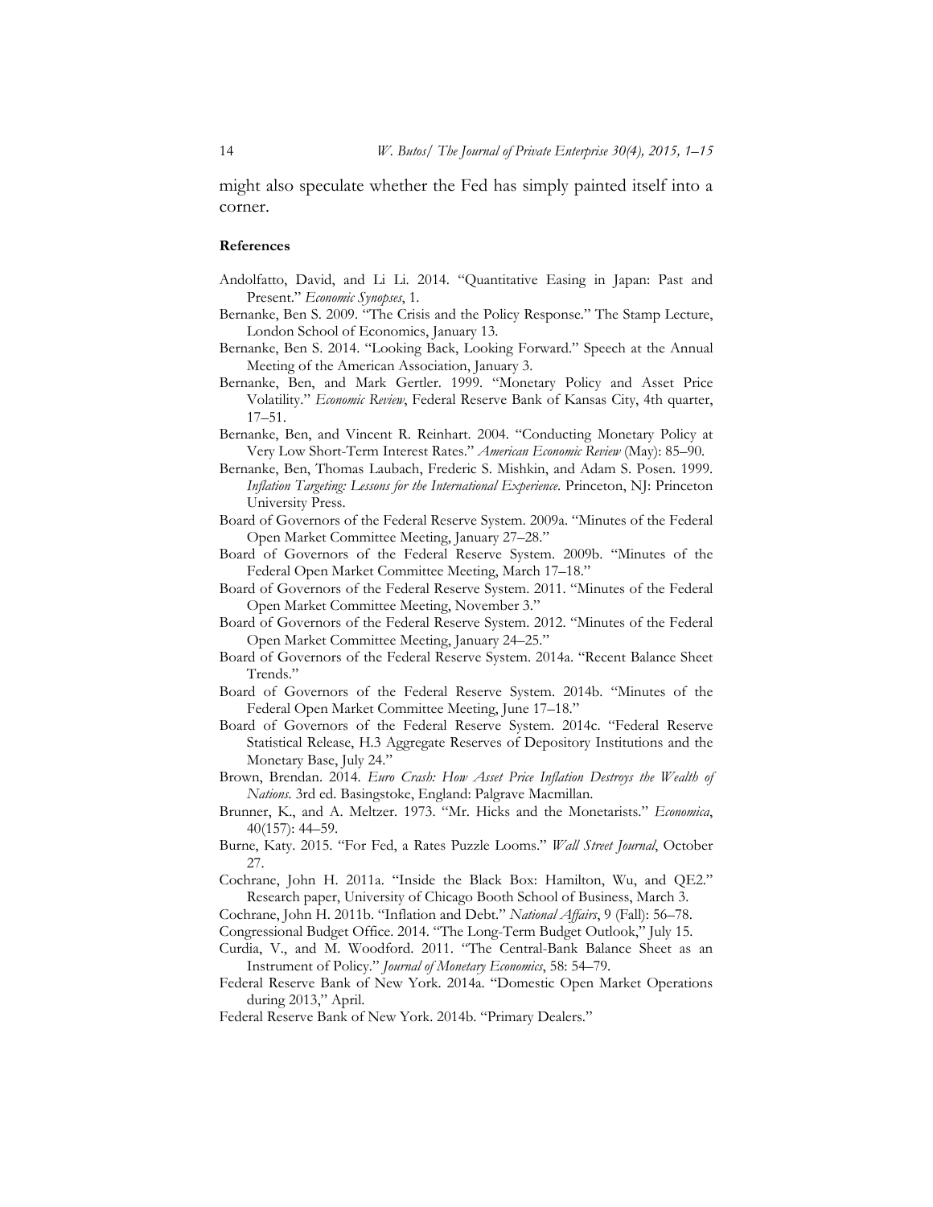might also speculate whether the Fed has simply painted itself into a corner.

**References**

Andolfatto, David, and Li Li. 2014. "Quantitative Easing in Japan: Past and Present." *Economic Synopses*, 1.

Bernanke, Ben S. 2009. "The Crisis and the Policy Response." The Stamp Lecture, London School of Economics, January 13.

Bernanke, Ben S. 2014. "Looking Back, Looking Forward." Speech at the Annual Meeting of the American Association, January 3.

Bernanke, Ben, and Mark Gertler. 1999. "Monetary Policy and Asset Price Volatility." *Economic Review*, Federal Reserve Bank of Kansas City, 4th quarter, 17–51.

Bernanke, Ben, and Vincent R. Reinhart. 2004. "Conducting Monetary Policy at Very Low Short-Term Interest Rates." *American Economic Review* (May): 85–90.

Bernanke, Ben, Thomas Laubach, Frederic S. Mishkin, and Adam S. Posen. 1999. *Inflation Targeting: Lessons for the International Experience*. Princeton, NJ: Princeton University Press.

Board of Governors of the Federal Reserve System. 2009a. "Minutes of the Federal Open Market Committee Meeting, January 27–28."

Board of Governors of the Federal Reserve System. 2009b. "Minutes of the Federal Open Market Committee Meeting, March 17–18."

Board of Governors of the Federal Reserve System. 2011. "Minutes of the Federal Open Market Committee Meeting, November 3."

Board of Governors of the Federal Reserve System. 2012. "Minutes of the Federal Open Market Committee Meeting, January 24–25."

Board of Governors of the Federal Reserve System. 2014a. "Recent Balance Sheet Trends."

Board of Governors of the Federal Reserve System. 2014b. "Minutes of the Federal Open Market Committee Meeting, June 17–18."

Board of Governors of the Federal Reserve System. 2014c. "Federal Reserve Statistical Release, H.3 Aggregate Reserves of Depository Institutions and the Monetary Base, July 24."

Brown, Brendan. 2014. *Euro Crash: How Asset Price Inflation Destroys the Wealth of Nations*. 3rd ed. Basingstoke, England: Palgrave Macmillan.

Brunner, K., and A. Meltzer. 1973. "Mr. Hicks and the Monetarists." *Economica*, 40(157): 44–59.

Burne, Katy. 2015. "For Fed, a Rates Puzzle Looms." *Wall Street Journal*, October 27.

Cochrane, John H. 2011a. "Inside the Black Box: Hamilton, Wu, and QE2." Research paper, University of Chicago Booth School of Business, March 3.

Cochrane, John H. 2011b. "Inflation and Debt." *National Affairs*, 9 (Fall): 56–78.

Congressional Budget Office. 2014. "The Long-Term Budget Outlook," July 15.

Curdia, V., and M. Woodford. 2011. "The Central-Bank Balance Sheet as an Instrument of Policy." *Journal of Monetary Economics*, 58: 54–79.

Federal Reserve Bank of New York. 2014a. "Domestic Open Market Operations during 2013," April.

Federal Reserve Bank of New York. 2014b. "Primary Dealers."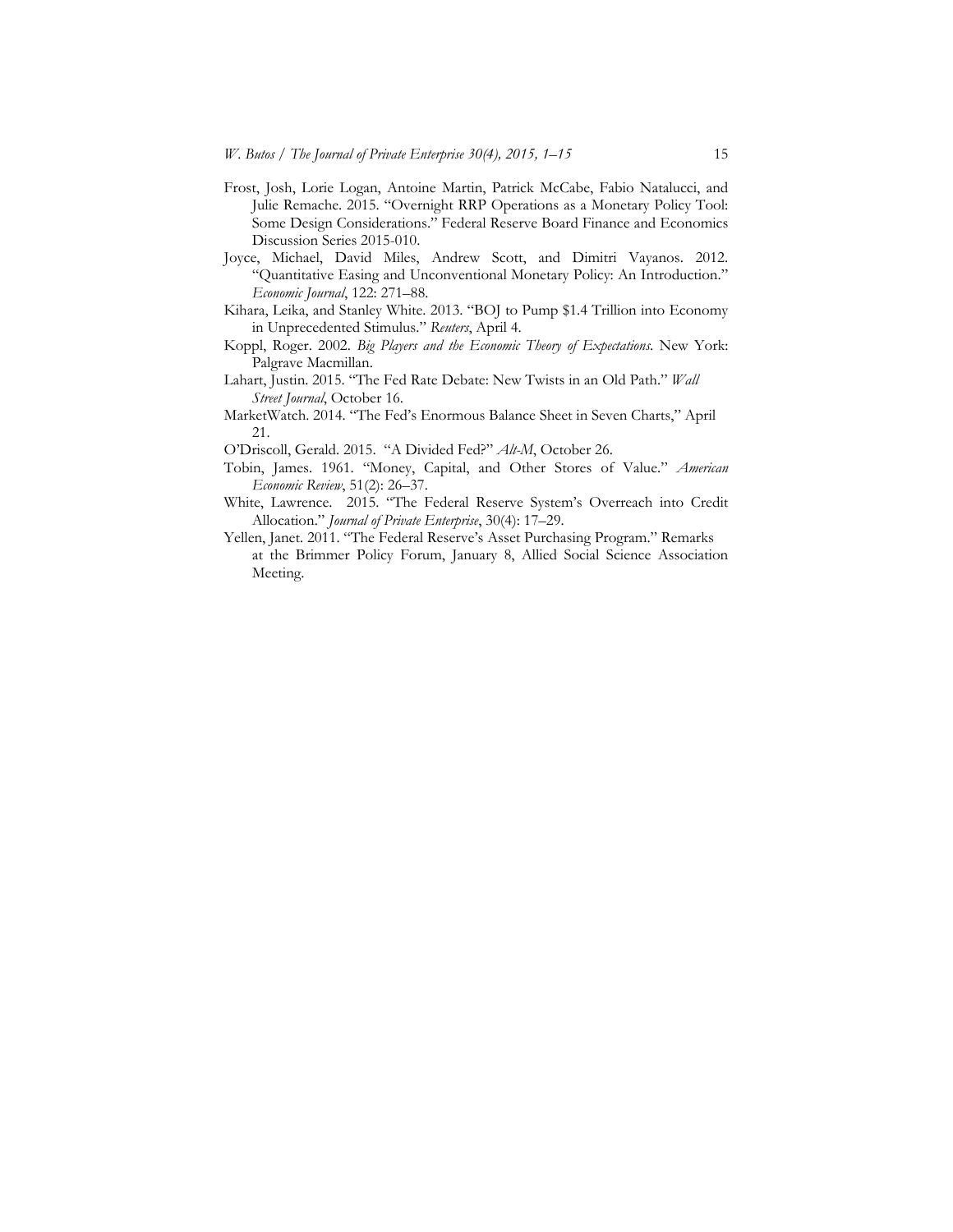Frost, Josh, Lorie Logan, Antoine Martin, Patrick McCabe, Fabio Natalucci, and Julie Remache. 2015. "Overnight RRP Operations as a Monetary Policy Tool: Some Design Considerations." Federal Reserve Board Finance and Economics Discussion Series 2015-010.

Joyce, Michael, David Miles, Andrew Scott, and Dimitri Vayanos. 2012. "Quantitative Easing and Unconventional Monetary Policy: An Introduction." *Economic Journal*, 122: 271–88.

Kihara, Leika, and Stanley White. 2013. "BOJ to Pump $1.4 Trillion into Economy in Unprecedented Stimulus." *Reuters*, April 4.

Koppl, Roger. 2002. *Big Players and the Economic Theory of Expectations*. New York: Palgrave Macmillan.

Lahart, Justin. 2015. "The Fed Rate Debate: New Twists in an Old Path." *Wall Street Journal*, October 16.

MarketWatch. 2014. "The Fed's Enormous Balance Sheet in Seven Charts," April 21.

O'Driscoll, Gerald. 2015. "A Divided Fed?" *Alt-M*, October 26.

Tobin, James. 1961. "Money, Capital, and Other Stores of Value." *American Economic Review*, 51(2): 26–37.

White, Lawrence. 2015. "The Federal Reserve System's Overreach into Credit Allocation." *Journal of Private Enterprise*, 30(4): 17–29.

Yellen, Janet. 2011. "The Federal Reserve's Asset Purchasing Program." Remarks at the Brimmer Policy Forum, January 8, Allied Social Science Association Meeting.